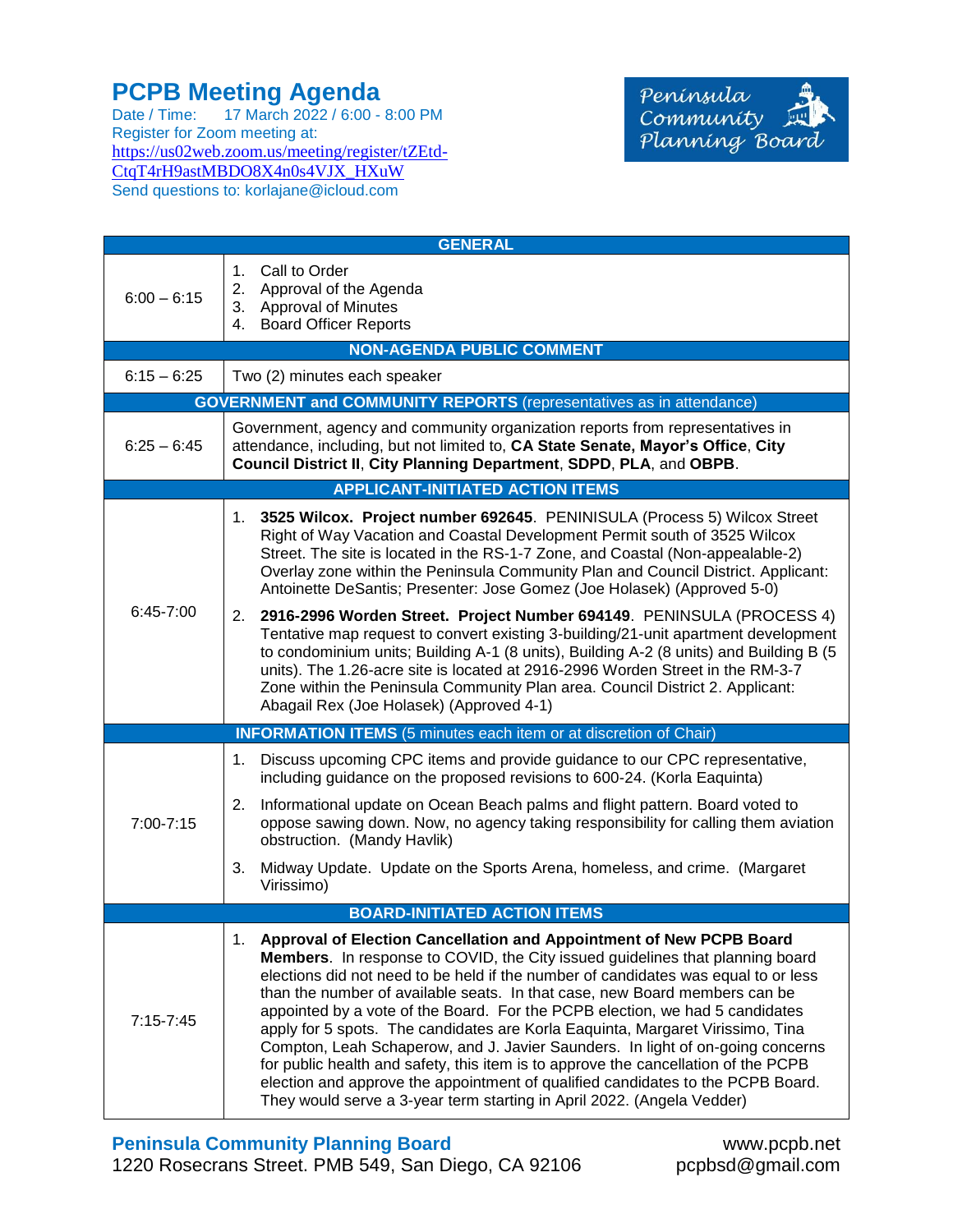# PCPB Meeting Agenda

Date / Time: 17 March 2022 / 6:00 - 8:00 PM
Register for Zoom meeting at:
https://us02web.zoom.us/meeting/register/tZEtd-CtqT4rH9astMBDO8X4n0s4VJX_HXuW
Send questions to: korlajane@icloud.com

Peninsula Community Planning Board

| GENERAL | |
|---|---|
| 6:00 – 6:15 | 1. Call to Order<br>2. Approval of the Agenda<br>3. Approval of Minutes<br>4. Board Officer Reports |
| **NON-AGENDA PUBLIC COMMENT** | |
| 6:15 – 6:25 | Two (2) minutes each speaker |
| **GOVERNMENT and COMMUNITY REPORTS** (representatives as in attendance) | |
| 6:25 – 6:45 | Government, agency and community organization reports from representatives in attendance, including, but not limited to, **CA State Senate, Mayor's Office**, **City Council District II**, **City Planning Department**, **SDPD**, **PLA**, and **OBPB**. |
| **APPLICANT-INITIATED ACTION ITEMS** | |
| 6:45-7:00 | 1. **3525 Wilcox. Project number 692645**. PENINISULA (Process 5) Wilcox Street Right of Way Vacation and Coastal Development Permit south of 3525 Wilcox Street. The site is located in the RS-1-7 Zone, and Coastal (Non-appealable-2) Overlay zone within the Peninsula Community Plan and Council District. Applicant: Antoinette DeSantis; Presenter: Jose Gomez (Joe Holasek) (Approved 5-0)<br>2. **2916-2996 Worden Street. Project Number 694149**. PENINSULA (PROCESS 4) Tentative map request to convert existing 3-building/21-unit apartment development to condominium units; Building A-1 (8 units), Building A-2 (8 units) and Building B (5 units). The 1.26-acre site is located at 2916-2996 Worden Street in the RM-3-7 Zone within the Peninsula Community Plan area. Council District 2. Applicant: Abagail Rex (Joe Holasek) (Approved 4-1) |
| **INFORMATION ITEMS** (5 minutes each item or at discretion of Chair) | |
| 7:00-7:15 | 1. Discuss upcoming CPC items and provide guidance to our CPC representative, including guidance on the proposed revisions to 600-24. (Korla Eaquinta)<br>2. Informational update on Ocean Beach palms and flight pattern. Board voted to oppose sawing down. Now, no agency taking responsibility for calling them aviation obstruction. (Mandy Havlik)<br>3. Midway Update. Update on the Sports Arena, homeless, and crime. (Margaret Virissimo) |
| **BOARD-INITIATED ACTION ITEMS** | |
| 7:15-7:45 | 1. **Approval of Election Cancellation and Appointment of New PCPB Board Members**. In response to COVID, the City issued guidelines that planning board elections did not need to be held if the number of candidates was equal to or less than the number of available seats. In that case, new Board members can be appointed by a vote of the Board. For the PCPB election, we had 5 candidates apply for 5 spots. The candidates are Korla Eaquinta, Margaret Virissimo, Tina Compton, Leah Schaperow, and J. Javier Saunders. In light of on-going concerns for public health and safety, this item is to approve the cancellation of the PCPB election and approve the appointment of qualified candidates to the PCPB Board. They would serve a 3-year term starting in April 2022. (Angela Vedder) |

**Peninsula Community Planning Board**
1220 Rosecrans Street. PMB 549, San Diego, CA 92106
www.pcpb.net
pcpbsd@gmail.com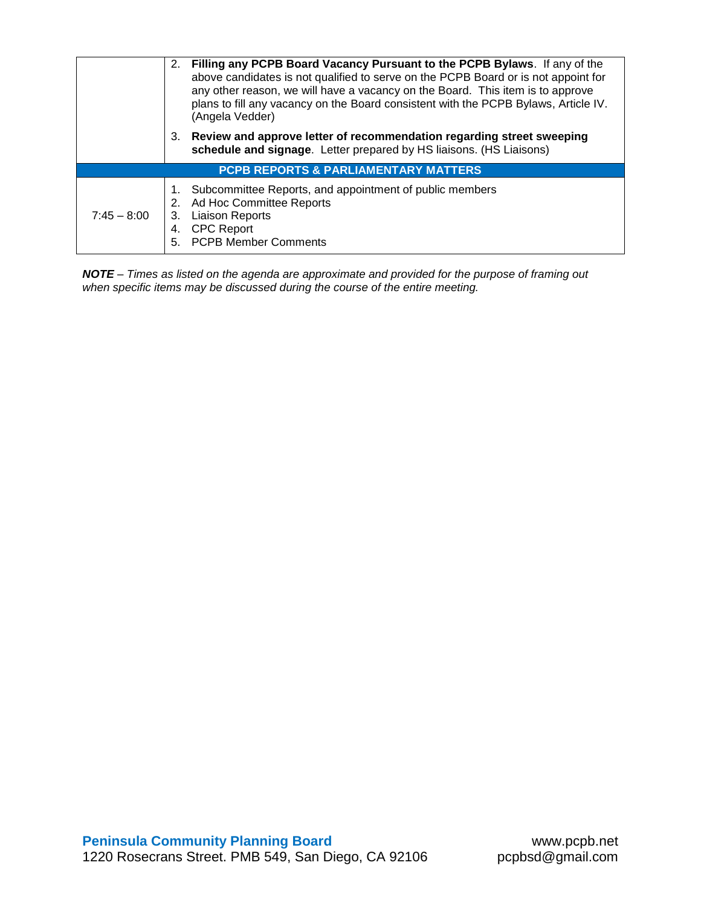| | |
|---|---|
| | 2. **Filling any PCPB Board Vacancy Pursuant to the PCPB Bylaws**. If any of the above candidates is not qualified to serve on the PCPB Board or is not appoint for any other reason, we will have a vacancy on the Board. This item is to approve plans to fill any vacancy on the Board consistent with the PCPB Bylaws, Article IV. (Angela Vedder)<br><br>3. **Review and approve letter of recommendation regarding street sweeping schedule and signage**. Letter prepared by HS liaisons. (HS Liaisons) |
| **PCPB REPORTS & PARLIAMENTARY MATTERS** | |
| 7:45 – 8:00 | 1. Subcommittee Reports, and appointment of public members<br>2. Ad Hoc Committee Reports<br>3. Liaison Reports<br>4. CPC Report<br>5. PCPB Member Comments |

***NOTE** – Times as listed on the agenda are approximate and provided for the purpose of framing out when specific items may be discussed during the course of the entire meeting.*

**Peninsula Community Planning Board**
1220 Rosecrans Street. PMB 549, San Diego, CA 92106

www.pcpb.net
pcpbsd@gmail.com